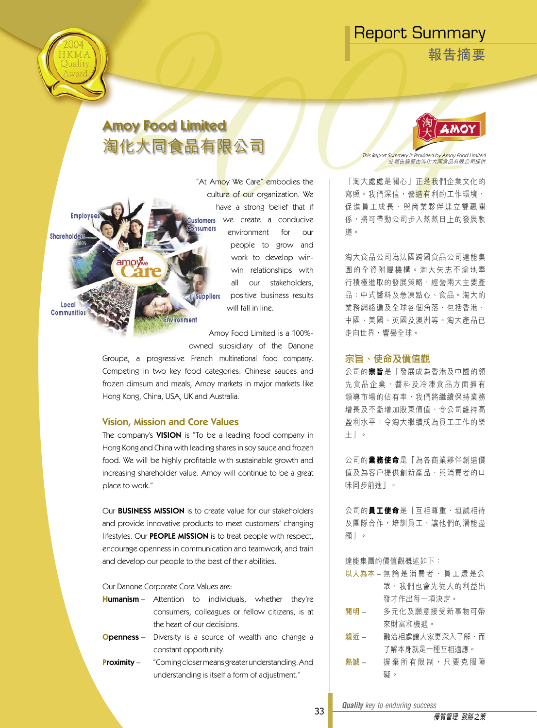# Report Summary
## 報告摘要

# Amoy Food Limited
# 淘化大同食品有限公司

*This Report Summary is Provided by Amoy Food Limited*
*此報告摘要由淘化大同食品有限公司提供*

"At Amoy We Care" embodies the culture of our organization. We have a strong belief that if we create a conducive environment for our people to grow and work to develop win-win relationships with all our stakeholders, positive business results will fall in line.

Amoy Food Limited is a 100%-owned subsidiary of the Danone Groupe, a progressive French multinational food company. Competing in two key food categories: Chinese sauces and frozen dimsum and meals, Amoy markets in major markets like Hong Kong, China, USA, UK and Australia.

### Vision, Mission and Core Values

The company's **VISION** is "To be a leading food company in Hong Kong and China with leading shares in soy sauce and frozen food. We will be highly profitable with sustainable growth and increasing shareholder value. Amoy will continue to be a great place to work."

Our **BUSINESS MISSION** is to create value for our stakeholders and provide innovative products to meet customers' changing lifestyles. Our **PEOPLE MISSION** is to treat people with respect, encourage openness in communication and teamwork, and train and develop our people to the best of their abilities.

Our Danone Corporate Core Values are:

**Humanism** – Attention to individuals, whether they're consumers, colleagues or fellow citizens, is at the heart of our decisions.

**Openness** – Diversity is a source of wealth and change a constant opportunity.

**Proximity** – "Coming closer means greater understanding. And understanding is itself a form of adjustment."

「淘大處處是關心」正是我們企業文化的寫照。我們深信，營造有利的工作環境，促進員工成長，與商業夥伴建立雙贏關係，將可帶動公司步入蒸蒸日上的發展軌道。

淘大食品公司為法國跨國食品公司達能集團的全資附屬機構。淘大矢志不渝地奉行積極進取的發展策略，經營兩大主要產品：中式醬料及急凍點心、食品。淘大的業務網絡遍及全球各個角落，包括香港、中國、美國、英國及澳洲等。淘大產品已走向世界，譽響全球。

### 宗旨、使命及價值觀

公司的**宗旨**是「發展成為香港及中國的領先食品企業，醬料及冷凍食品方面擁有領導市場的佔有率，我們將繼續保持業務增長及不斷增加股東價值，令公司維持高盈利水平；令淘大繼續成為員工工作的樂土」。

公司的**業務使命**是「為各商業夥伴創造價值及為客戶提供創新產品，與消費者的口味同步前進」。

公司的**員工使命**是「互相尊重、坦誠相待及團隊合作，培訓員工，讓他們的潛能盡顯」。

達能集團的價值觀概述如下：

**以人為本** – 無論是消費者、員工還是公眾，我們也會先從人的利益出發才作出每一項決定。

**開明** – 多元化及願意接受新事物可帶來財富和機遇。

**親近** – 融洽相處讓大家更深入了解，而了解本身就是一種互相適應。

**熱誠** – 摒棄所有限制，只要克服障礙。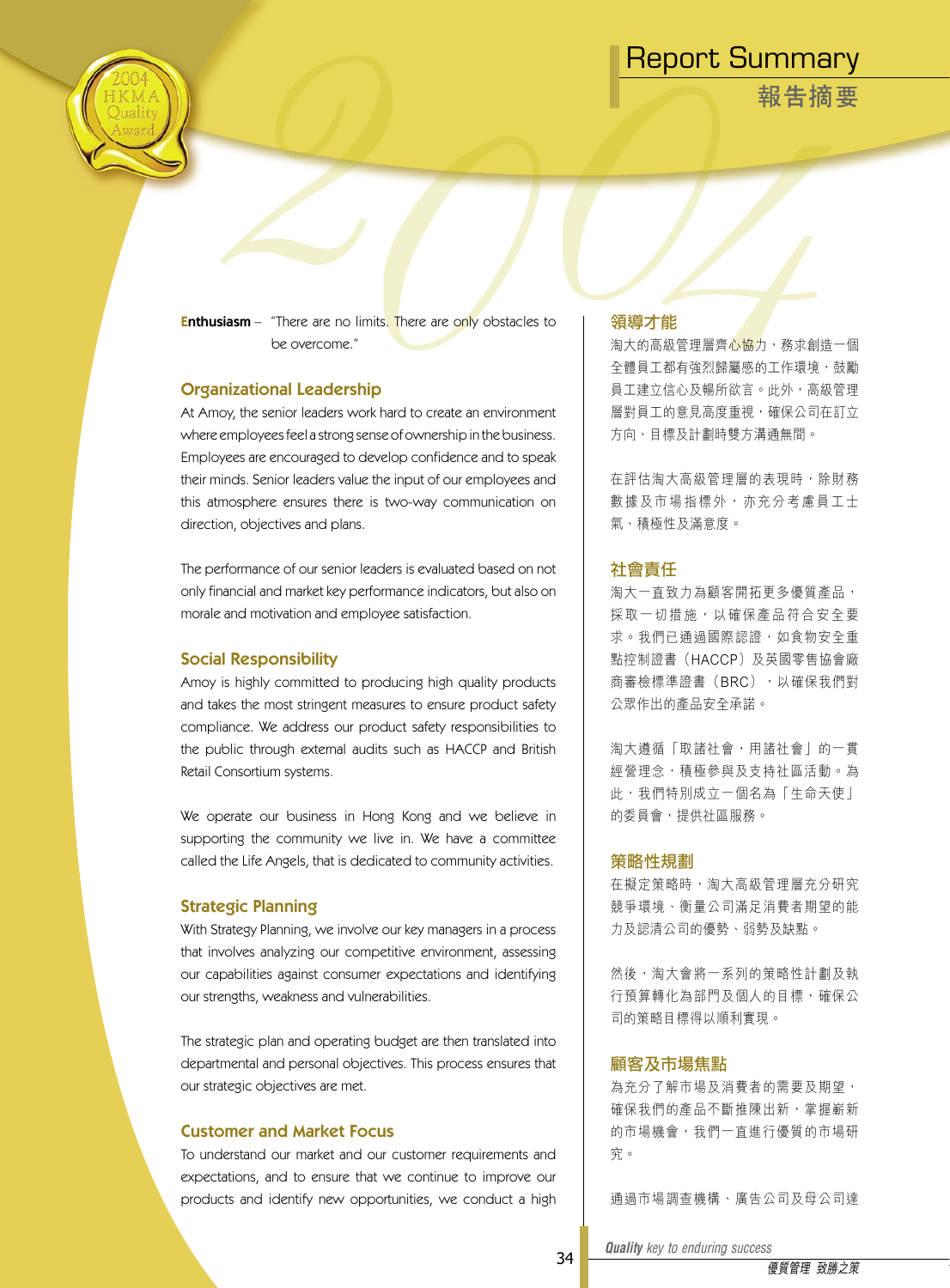**E**nthusiasm – "There are no limits. There are only obstacles to be overcome."

### Organizational Leadership

At Amoy, the senior leaders work hard to create an environment where employees feel a strong sense of ownership in the business. Employees are encouraged to develop confidence and to speak their minds. Senior leaders value the input of our employees and this atmosphere ensures there is two-way communication on direction, objectives and plans.

The performance of our senior leaders is evaluated based on not only financial and market key performance indicators, but also on morale and motivation and employee satisfaction.

### Social Responsibility

Amoy is highly committed to producing high quality products and takes the most stringent measures to ensure product safety compliance. We address our product safety responsibilities to the public through external audits such as HACCP and British Retail Consortium systems.

We operate our business in Hong Kong and we believe in supporting the community we live in. We have a committee called the Life Angels, that is dedicated to community activities.

### Strategic Planning

With Strategy Planning, we involve our key managers in a process that involves analyzing our competitive environment, assessing our capabilities against consumer expectations and identifying our strengths, weakness and vulnerabilities.

The strategic plan and operating budget are then translated into departmental and personal objectives. This process ensures that our strategic objectives are met.

### Customer and Market Focus

To understand our market and our customer requirements and expectations, and to ensure that we continue to improve our products and identify new opportunities, we conduct a high

### 領導才能

淘大的高級管理層齊心協力，務求創造一個全體員工都有強烈歸屬感的工作環境，鼓勵員工建立信心及暢所欲言。此外，高級管理層對員工的意見高度重視，確保公司在訂立方向、目標及計劃時雙方溝通無間。

在評估淘大高級管理層的表現時，除財務數據及市場指標外，亦充分考慮員工士氣、積極性及滿意度。

### 社會責任

淘大一直致力為顧客開拓更多優質產品，採取一切措施，以確保產品符合安全要求。我們已通過國際認證，如食物安全重點控制證書（HACCP）及英國零售協會廠商審檢標準證書（BRC），以確保我們對公眾作出的產品安全承諾。

淘大遵循「取諸社會，用諸社會」的一貫經營理念，積極參與及支持社區活動。為此，我們特別成立一個名為「生命天使」的委員會，提供社區服務。

### 策略性規劃

在擬定策略時，淘大高級管理層充分研究競爭環境、衡量公司滿足消費者期望的能力及認清公司的優勢、弱勢及缺點。

然後，淘大會將一系列的策略性計劃及執行預算轉化為部門及個人的目標，確保公司的策略目標得以順利實現。

### 顧客及市場焦點

為充分了解市場及消費者的需要及期望，確保我們的產品不斷推陳出新，掌握嶄新的市場機會，我們一直進行優質的市場研究。

通過市場調查機構、廣告公司及母公司達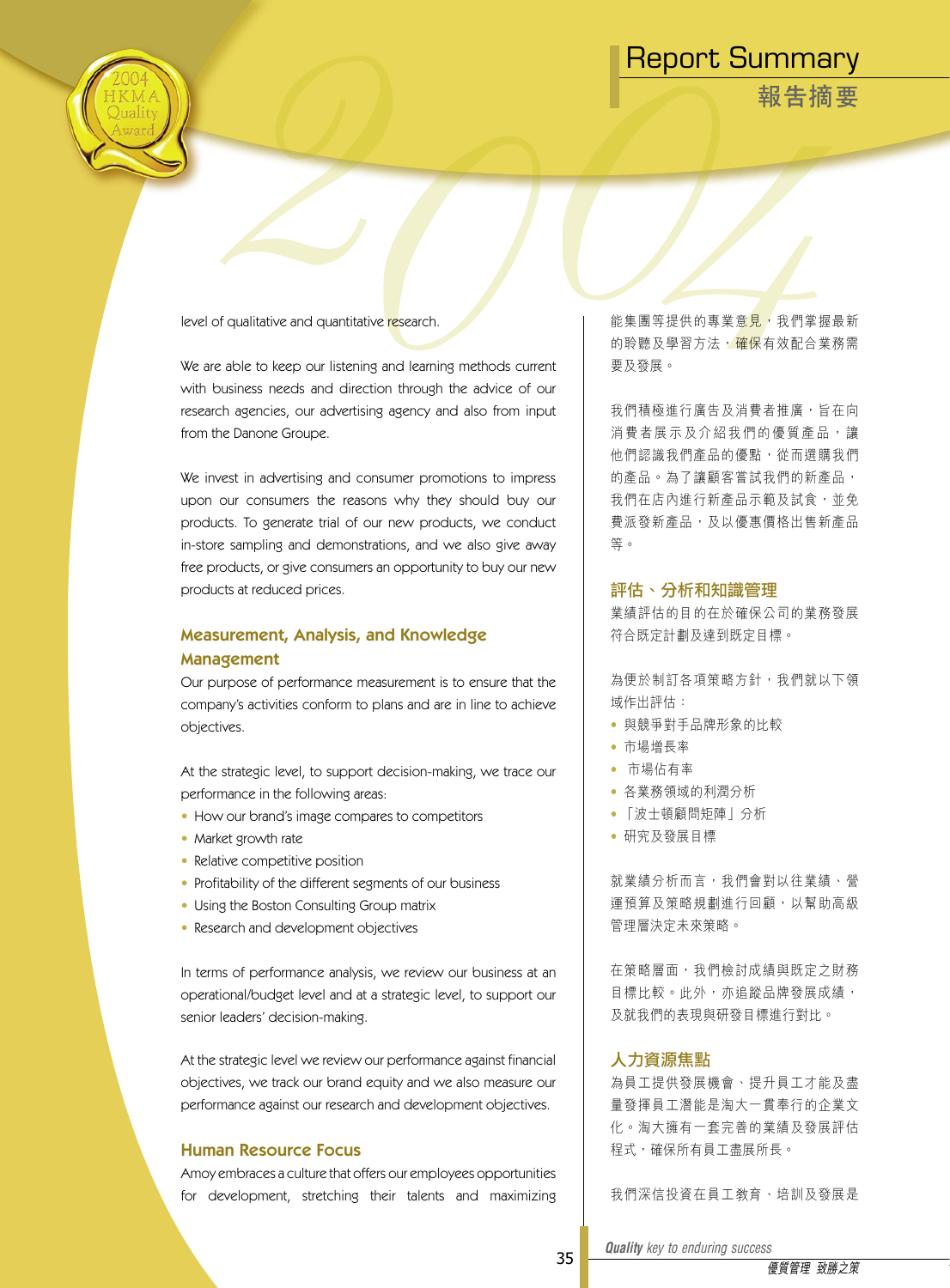level of qualitative and quantitative research.

We are able to keep our listening and learning methods current with business needs and direction through the advice of our research agencies, our advertising agency and also from input from the Danone Groupe.

We invest in advertising and consumer promotions to impress upon our consumers the reasons why they should buy our products. To generate trial of our new products, we conduct in-store sampling and demonstrations, and we also give away free products, or give consumers an opportunity to buy our new products at reduced prices.

## Measurement, Analysis, and Knowledge Management

Our purpose of performance measurement is to ensure that the company's activities conform to plans and are in line to achieve objectives.

At the strategic level, to support decision-making, we trace our performance in the following areas:

- How our brand's image compares to competitors
- Market growth rate
- Relative competitive position
- Profitability of the different segments of our business
- Using the Boston Consulting Group matrix
- Research and development objectives

In terms of performance analysis, we review our business at an operational/budget level and at a strategic level, to support our senior leaders' decision-making.

At the strategic level we review our performance against financial objectives, we track our brand equity and we also measure our performance against our research and development objectives.

## Human Resource Focus

Amoy embraces a culture that offers our employees opportunities for development, stretching their talents and maximizing

能集團等提供的專業意見，我們掌握最新的聆聽及學習方法，確保有效配合業務需要及發展。

我們積極進行廣告及消費者推廣，旨在向消費者展示及介紹我們的優質產品，讓他們認識我們產品的優點，從而選購我們的產品。為了讓顧客嘗試我們的新產品，我們在店內進行新產品示範及試食，並免費派發新產品，及以優惠價格出售新產品等。

## 評估、分析和知識管理

業績評估的目的在於確保公司的業務發展符合既定計劃及達到既定目標。

為便於制訂各項策略方針，我們就以下領域作出評估：

- 與競爭對手品牌形象的比較
- 市場增長率
- 市場佔有率
- 各業務領域的利潤分析
- 「波士頓顧問矩陣」分析
- 研究及發展目標

就業績分析而言，我們會對以往業績、營運預算及策略規劃進行回顧，以幫助高級管理層決定未來策略。

在策略層面，我們檢討成績與既定之財務目標比較。此外，亦追蹤品牌發展成績，及就我們的表現與研發目標進行對比。

## 人力資源焦點

為員工提供發展機會、提升員工才能及盡量發揮員工潛能是淘大一貫奉行的企業文化。淘大擁有一套完善的業績及發展評估程式，確保所有員工盡展所長。

我們深信投資在員工教育、培訓及發展是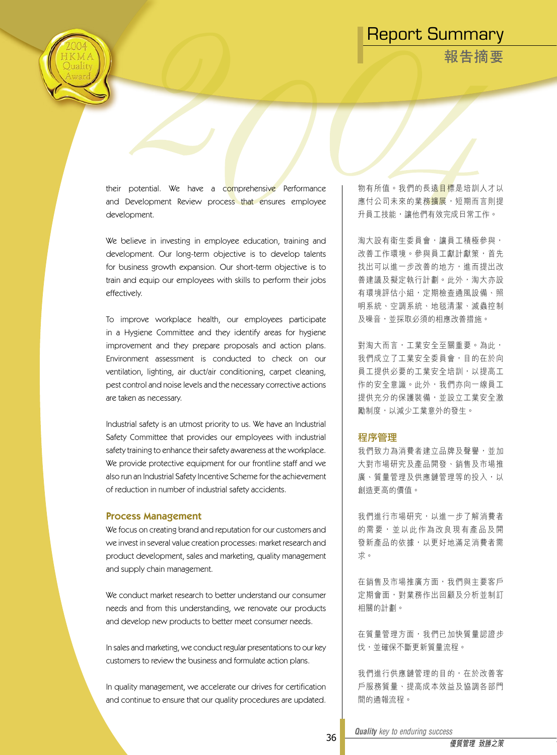their potential. We have a comprehensive Performance and Development Review process that ensures employee development.

We believe in investing in employee education, training and development. Our long-term objective is to develop talents for business growth expansion. Our short-term objective is to train and equip our employees with skills to perform their jobs effectively.

To improve workplace health, our employees participate in a Hygiene Committee and they identify areas for hygiene improvement and they prepare proposals and action plans. Environment assessment is conducted to check on our ventilation, lighting, air duct/air conditioning, carpet cleaning, pest control and noise levels and the necessary corrective actions are taken as necessary.

Industrial safety is an utmost priority to us. We have an Industrial Safety Committee that provides our employees with industrial safety training to enhance their safety awareness at the workplace. We provide protective equipment for our frontline staff and we also run an Industrial Safety Incentive Scheme for the achievement of reduction in number of industrial safety accidents.

## Process Management

We focus on creating brand and reputation for our customers and we invest in several value creation processes: market research and product development, sales and marketing, quality management and supply chain management.

We conduct market research to better understand our consumer needs and from this understanding, we renovate our products and develop new products to better meet consumer needs.

In sales and marketing, we conduct regular presentations to our key customers to review the business and formulate action plans.

In quality management, we accelerate our drives for certification and continue to ensure that our quality procedures are updated.

物有所值。我們的長遠目標是培訓人才以應付公司未來的業務擴展，短期而言則提升員工技能，讓他們有效完成日常工作。

淘大設有衛生委員會，讓員工積極參與，改善工作環境。參與員工獻計獻策，首先找出可以進一步改善的地方，進而提出改善建議及擬定執行計劃。此外，淘大亦設有環境評估小組，定期檢查通風設備、照明系統、空調系統、地毯清潔、滅蟲控制及噪音，並採取必須的相應改善措施。

對淘大而言，工業安全至關重要。為此，我們成立了工業安全委員會，目的在於向員工提供必要的工業安全培訓，以提高工作的安全意識。此外，我們亦向一線員工提供充分的保護裝備，並設立工業安全激勵制度，以減少工業意外的發生。

## 程序管理

我們致力為消費者建立品牌及聲譽，並加大對市場研究及產品開發、銷售及市場推廣、質量管理及供應鏈管理等的投入，以創造更高的價值。

我們進行市場研究，以進一步了解消費者的需要，並以此作為改良現有產品及開發新產品的依據，以更好地滿足消費者需求。

在銷售及市場推廣方面，我們與主要客戶定期會面，對業務作出回顧及分析並制訂相關的計劃。

在質量管理方面，我們已加快質量認證步伐，並確保不斷更新質量流程。

我們進行供應鏈管理的目的，在於改善客戶服務質量、提高成本效益及協調各部門間的通報流程。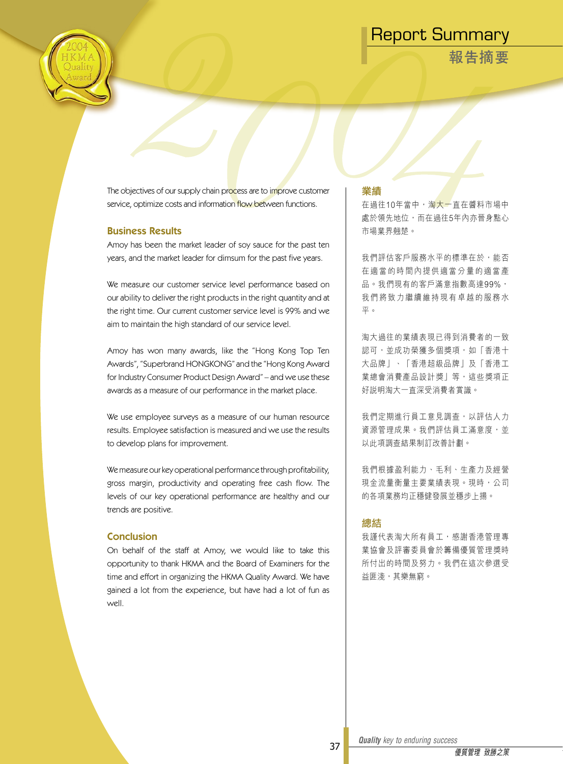# Report Summary
# 報告摘要

The objectives of our supply chain process are to improve customer service, optimize costs and information flow between functions.

## Business Results

Amoy has been the market leader of soy sauce for the past ten years, and the market leader for dimsum for the past five years.

We measure our customer service level performance based on our ability to deliver the right products in the right quantity and at the right time. Our current customer service level is 99% and we aim to maintain the high standard of our service level.

Amoy has won many awards, like the "Hong Kong Top Ten Awards", "Superbrand HONGKONG" and the "Hong Kong Award for Industry Consumer Product Design Award" – and we use these awards as a measure of our performance in the market place.

We use employee surveys as a measure of our human resource results. Employee satisfaction is measured and we use the results to develop plans for improvement.

We measure our key operational performance through profitability, gross margin, productivity and operating free cash flow. The levels of our key operational performance are healthy and our trends are positive.

## Conclusion

On behalf of the staff at Amoy, we would like to take this opportunity to thank HKMA and the Board of Examiners for the time and effort in organizing the HKMA Quality Award. We have gained a lot from the experience, but have had a lot of fun as well.

## 業績

在過往10年當中，淘大一直在醬料市場中處於領先地位，而在過往5年內亦晉身點心市場業界翹楚。

我們評估客戶服務水平的標準在於，能否在適當的時間內提供適當分量的適當產品。我們現有的客戶滿意指數高達99%，我們將致力繼續維持現有卓越的服務水平。

淘大過往的業績表現已得到消費者的一致認可，並成功榮獲多個獎項，如「香港十大品牌」、「香港超級品牌」及「香港工業總會消費產品設計獎」等，這些獎項正好說明淘大一直深受消費者賞識。

我們定期進行員工意見調查，以評估人力資源管理成果。我們評估員工滿意度，並以此項調查結果制訂改善計劃。

我們根據盈利能力、毛利、生產力及經營現金流量衡量主要業績表現。現時，公司的各項業務均正穩健發展並穩步上揚。

## 總結

我謹代表淘大所有員工，感謝香港管理專業協會及評審委員會於籌備優質管理獎時所付出的時間及努力。我們在這次參選受益匪淺，其樂無窮。